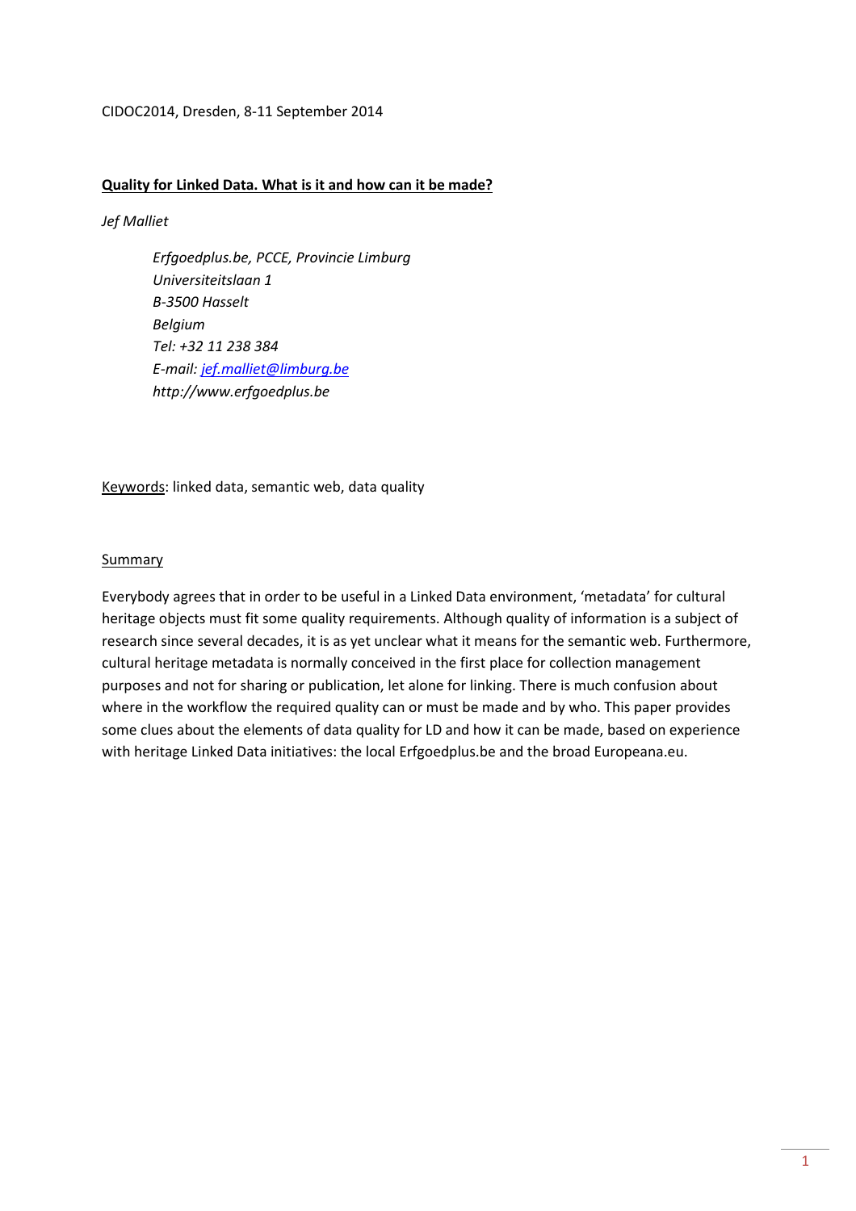CIDOC2014, Dresden, 8-11 September 2014

# Quality for Linked Data. What is it and how can it be made?

*Jef Malliet*

> *Erfgoedplus.be, PCCE, Provincie Limburg*
> *Universiteitslaan 1*
> *B-3500 Hasselt*
> *Belgium*
> *Tel: +32 11 238 384*
> *E-mail: jef.malliet@limburg.be*
> *http://www.erfgoedplus.be*

Keywords: linked data, semantic web, data quality

## Summary

Everybody agrees that in order to be useful in a Linked Data environment, 'metadata' for cultural heritage objects must fit some quality requirements. Although quality of information is a subject of research since several decades, it is as yet unclear what it means for the semantic web. Furthermore, cultural heritage metadata is normally conceived in the first place for collection management purposes and not for sharing or publication, let alone for linking. There is much confusion about where in the workflow the required quality can or must be made and by who. This paper provides some clues about the elements of data quality for LD and how it can be made, based on experience with heritage Linked Data initiatives: the local Erfgoedplus.be and the broad Europeana.eu.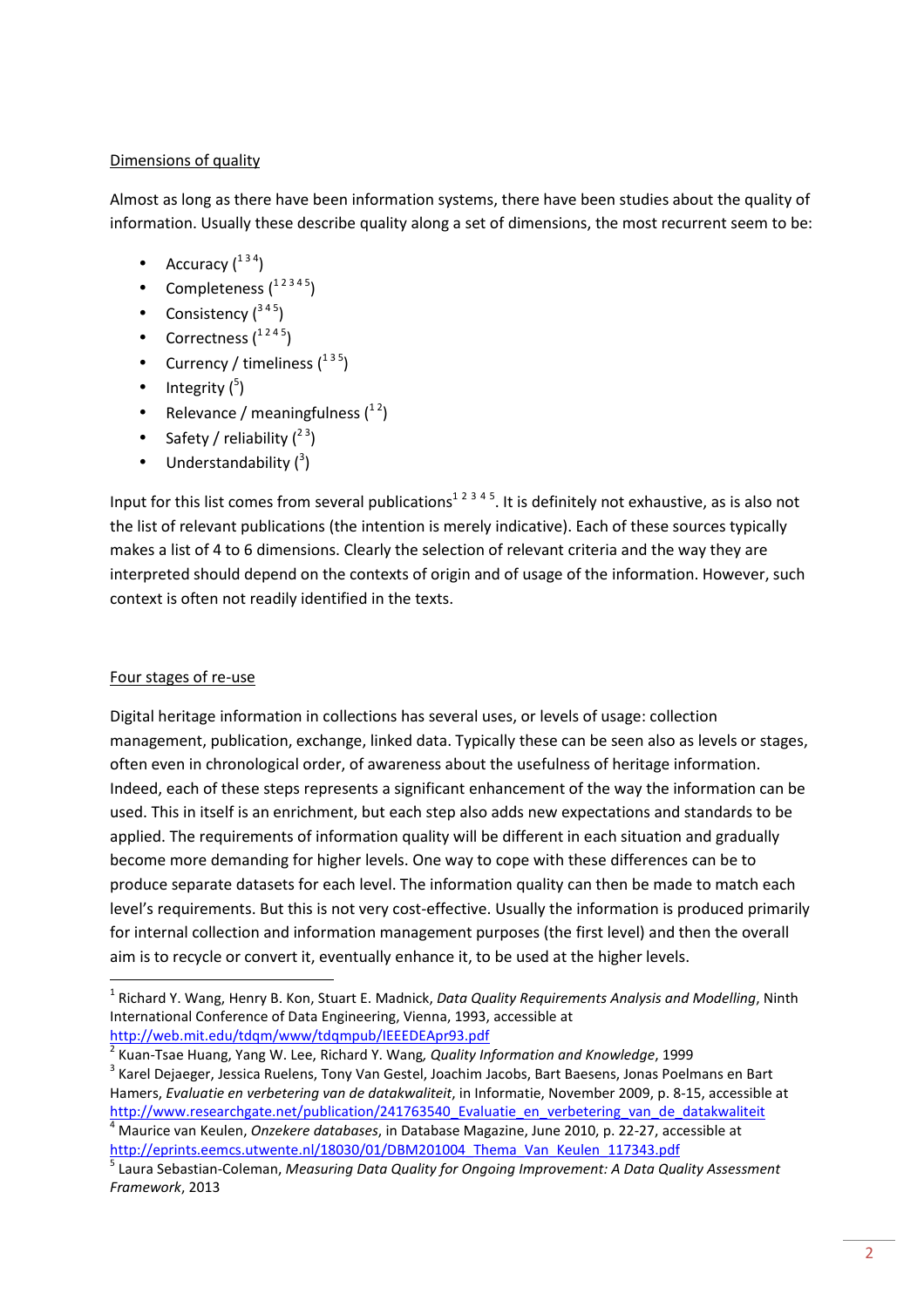Dimensions of quality

Almost as long as there have been information systems, there have been studies about the quality of information. Usually these describe quality along a set of dimensions, the most recurrent seem to be:

- Accuracy ([1 3 4])
- Completeness ([1 2 3 4 5])
- Consistency ([3 4 5])
- Correctness ([1 2 4 5])
- Currency / timeliness ([1 3 5])
- Integrity ([5])
- Relevance / meaningfulness ([1 2])
- Safety / reliability ([2 3])
- Understandability ([3])

Input for this list comes from several publications[1 2 3 4 5]. It is definitely not exhaustive, as is also not the list of relevant publications (the intention is merely indicative). Each of these sources typically makes a list of 4 to 6 dimensions. Clearly the selection of relevant criteria and the way they are interpreted should depend on the contexts of origin and of usage of the information. However, such context is often not readily identified in the texts.

Four stages of re-use

Digital heritage information in collections has several uses, or levels of usage: collection management, publication, exchange, linked data. Typically these can be seen also as levels or stages, often even in chronological order, of awareness about the usefulness of heritage information. Indeed, each of these steps represents a significant enhancement of the way the information can be used. This in itself is an enrichment, but each step also adds new expectations and standards to be applied. The requirements of information quality will be different in each situation and gradually become more demanding for higher levels. One way to cope with these differences can be to produce separate datasets for each level. The information quality can then be made to match each level's requirements. But this is not very cost-effective. Usually the information is produced primarily for internal collection and information management purposes (the first level) and then the overall aim is to recycle or convert it, eventually enhance it, to be used at the higher levels.

[1] Richard Y. Wang, Henry B. Kon, Stuart E. Madnick, *Data Quality Requirements Analysis and Modelling*, Ninth International Conference of Data Engineering, Vienna, 1993, accessible at http://web.mit.edu/tdqm/www/tdqmpub/IEEEDEApr93.pdf

[2] Kuan-Tsae Huang, Yang W. Lee, Richard Y. Wang*, Quality Information and Knowledge*, 1999

[3] Karel Dejaeger, Jessica Ruelens, Tony Van Gestel, Joachim Jacobs, Bart Baesens, Jonas Poelmans en Bart Hamers, *Evaluatie en verbetering van de datakwaliteit*, in Informatie, November 2009, p. 8-15, accessible at http://www.researchgate.net/publication/241763540_Evaluatie_en_verbetering_van_de_datakwaliteit

[4] Maurice van Keulen, *Onzekere databases*, in Database Magazine, June 2010, p. 22-27, accessible at http://eprints.eemcs.utwente.nl/18030/01/DBM201004_Thema_Van_Keulen_117343.pdf

[5] Laura Sebastian-Coleman, *Measuring Data Quality for Ongoing Improvement: A Data Quality Assessment Framework*, 2013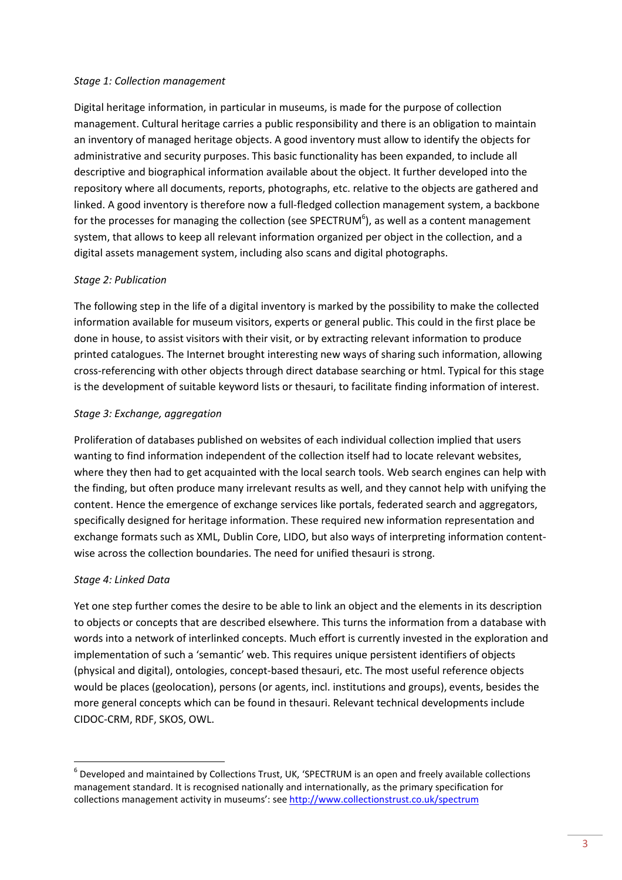*Stage 1: Collection management*

Digital heritage information, in particular in museums, is made for the purpose of collection management. Cultural heritage carries a public responsibility and there is an obligation to maintain an inventory of managed heritage objects. A good inventory must allow to identify the objects for administrative and security purposes. This basic functionality has been expanded, to include all descriptive and biographical information available about the object. It further developed into the repository where all documents, reports, photographs, etc. relative to the objects are gathered and linked. A good inventory is therefore now a full-fledged collection management system, a backbone for the processes for managing the collection (see SPECTRUM[6]), as well as a content management system, that allows to keep all relevant information organized per object in the collection, and a digital assets management system, including also scans and digital photographs.

*Stage 2: Publication*

The following step in the life of a digital inventory is marked by the possibility to make the collected information available for museum visitors, experts or general public. This could in the first place be done in house, to assist visitors with their visit, or by extracting relevant information to produce printed catalogues. The Internet brought interesting new ways of sharing such information, allowing cross-referencing with other objects through direct database searching or html. Typical for this stage is the development of suitable keyword lists or thesauri, to facilitate finding information of interest.

*Stage 3: Exchange, aggregation*

Proliferation of databases published on websites of each individual collection implied that users wanting to find information independent of the collection itself had to locate relevant websites, where they then had to get acquainted with the local search tools. Web search engines can help with the finding, but often produce many irrelevant results as well, and they cannot help with unifying the content. Hence the emergence of exchange services like portals, federated search and aggregators, specifically designed for heritage information. These required new information representation and exchange formats such as XML, Dublin Core, LIDO, but also ways of interpreting information content-wise across the collection boundaries. The need for unified thesauri is strong.

*Stage 4: Linked Data*

Yet one step further comes the desire to be able to link an object and the elements in its description to objects or concepts that are described elsewhere. This turns the information from a database with words into a network of interlinked concepts. Much effort is currently invested in the exploration and implementation of such a 'semantic' web. This requires unique persistent identifiers of objects (physical and digital), ontologies, concept-based thesauri, etc. The most useful reference objects would be places (geolocation), persons (or agents, incl. institutions and groups), events, besides the more general concepts which can be found in thesauri. Relevant technical developments include CIDOC-CRM, RDF, SKOS, OWL.

---

[6] Developed and maintained by Collections Trust, UK, 'SPECTRUM is an open and freely available collections management standard. It is recognised nationally and internationally, as the primary specification for collections management activity in museums': see http://www.collectionstrust.co.uk/spectrum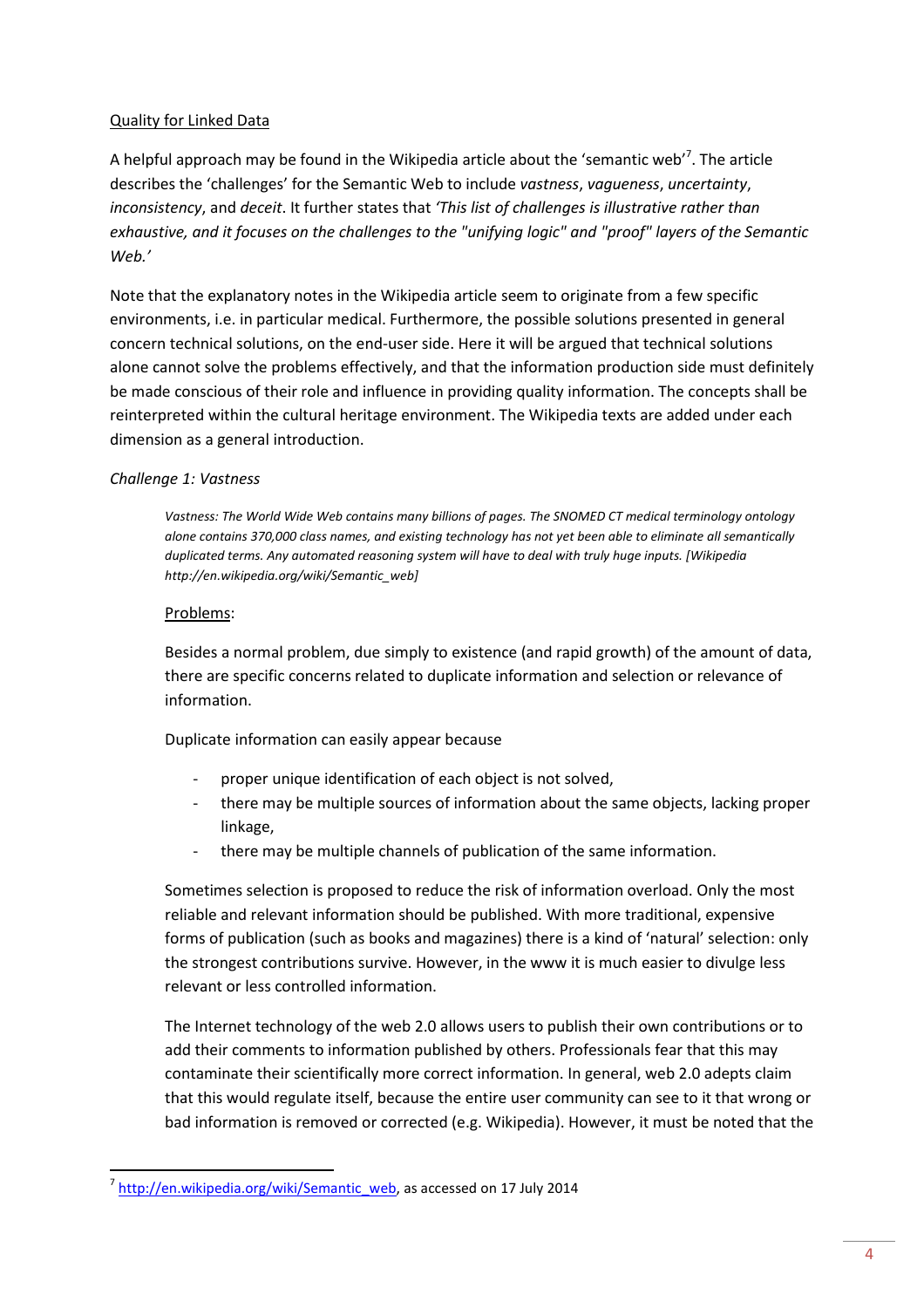Quality for Linked Data

A helpful approach may be found in the Wikipedia article about the 'semantic web'[7]. The article describes the 'challenges' for the Semantic Web to include *vastness*, *vagueness*, *uncertainty*, *inconsistency*, and *deceit*. It further states that *'This list of challenges is illustrative rather than exhaustive, and it focuses on the challenges to the "unifying logic" and "proof" layers of the Semantic Web.'*

Note that the explanatory notes in the Wikipedia article seem to originate from a few specific environments, i.e. in particular medical. Furthermore, the possible solutions presented in general concern technical solutions, on the end-user side. Here it will be argued that technical solutions alone cannot solve the problems effectively, and that the information production side must definitely be made conscious of their role and influence in providing quality information. The concepts shall be reinterpreted within the cultural heritage environment. The Wikipedia texts are added under each dimension as a general introduction.

*Challenge 1: Vastness*

> *Vastness: The World Wide Web contains many billions of pages. The SNOMED CT medical terminology ontology alone contains 370,000 class names, and existing technology has not yet been able to eliminate all semantically duplicated terms. Any automated reasoning system will have to deal with truly huge inputs. [Wikipedia http://en.wikipedia.org/wiki/Semantic_web]*

Problems:

Besides a normal problem, due simply to existence (and rapid growth) of the amount of data, there are specific concerns related to duplicate information and selection or relevance of information.

Duplicate information can easily appear because

- proper unique identification of each object is not solved,
- there may be multiple sources of information about the same objects, lacking proper linkage,
- there may be multiple channels of publication of the same information.

Sometimes selection is proposed to reduce the risk of information overload. Only the most reliable and relevant information should be published. With more traditional, expensive forms of publication (such as books and magazines) there is a kind of 'natural' selection: only the strongest contributions survive. However, in the www it is much easier to divulge less relevant or less controlled information.

The Internet technology of the web 2.0 allows users to publish their own contributions or to add their comments to information published by others. Professionals fear that this may contaminate their scientifically more correct information. In general, web 2.0 adepts claim that this would regulate itself, because the entire user community can see to it that wrong or bad information is removed or corrected (e.g. Wikipedia). However, it must be noted that the

[7] http://en.wikipedia.org/wiki/Semantic_web, as accessed on 17 July 2014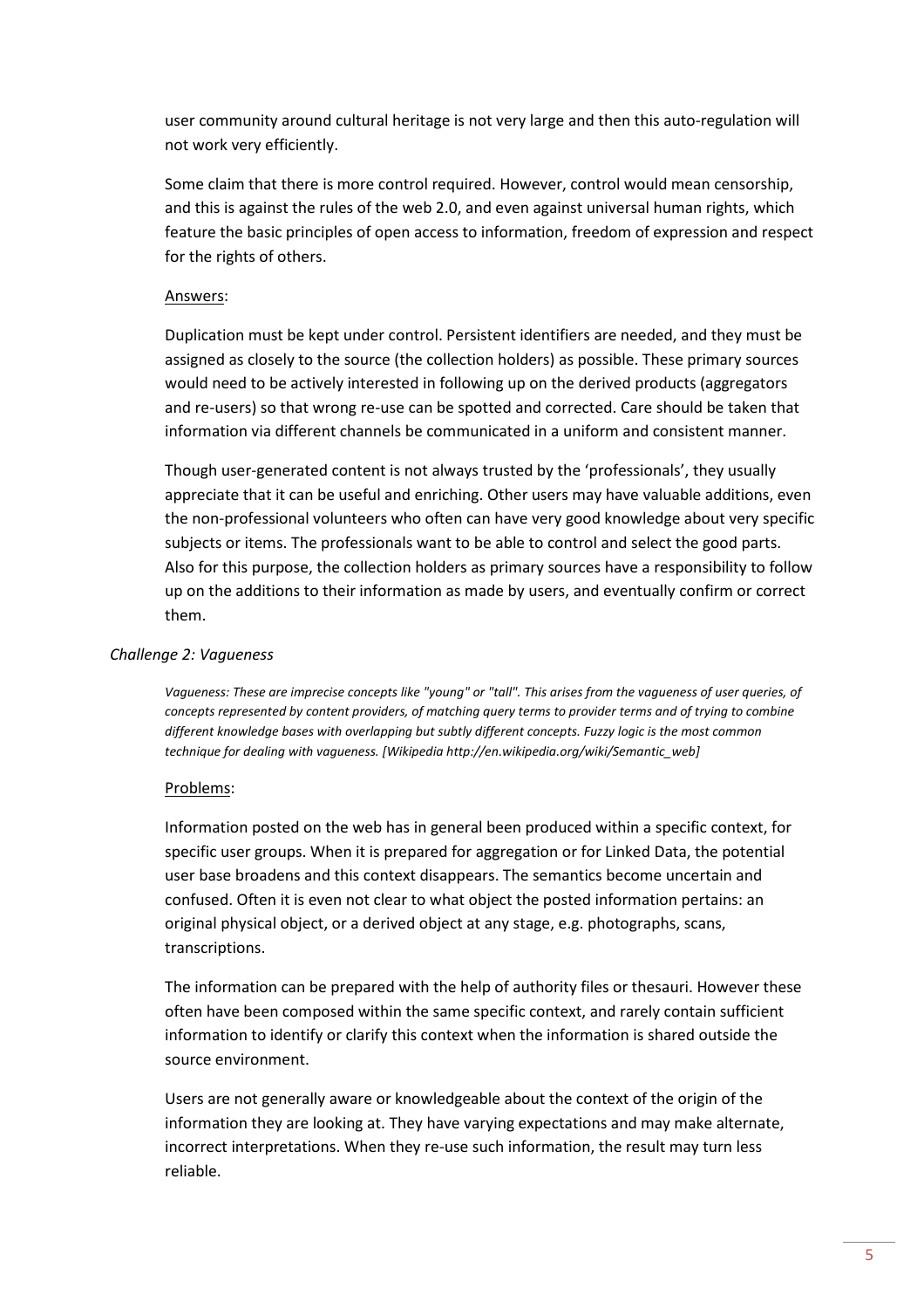user community around cultural heritage is not very large and then this auto-regulation will not work very efficiently.

Some claim that there is more control required. However, control would mean censorship, and this is against the rules of the web 2.0, and even against universal human rights, which feature the basic principles of open access to information, freedom of expression and respect for the rights of others.

<u>Answers</u>:

Duplication must be kept under control. Persistent identifiers are needed, and they must be assigned as closely to the source (the collection holders) as possible. These primary sources would need to be actively interested in following up on the derived products (aggregators and re-users) so that wrong re-use can be spotted and corrected. Care should be taken that information via different channels be communicated in a uniform and consistent manner.

Though user-generated content is not always trusted by the 'professionals', they usually appreciate that it can be useful and enriching. Other users may have valuable additions, even the non-professional volunteers who often can have very good knowledge about very specific subjects or items. The professionals want to be able to control and select the good parts. Also for this purpose, the collection holders as primary sources have a responsibility to follow up on the additions to their information as made by users, and eventually confirm or correct them.

### *Challenge 2: Vagueness*

*Vagueness: These are imprecise concepts like "young" or "tall". This arises from the vagueness of user queries, of concepts represented by content providers, of matching query terms to provider terms and of trying to combine different knowledge bases with overlapping but subtly different concepts. Fuzzy logic is the most common technique for dealing with vagueness. [Wikipedia http://en.wikipedia.org/wiki/Semantic_web]*

<u>Problems</u>:

Information posted on the web has in general been produced within a specific context, for specific user groups. When it is prepared for aggregation or for Linked Data, the potential user base broadens and this context disappears. The semantics become uncertain and confused. Often it is even not clear to what object the posted information pertains: an original physical object, or a derived object at any stage, e.g. photographs, scans, transcriptions.

The information can be prepared with the help of authority files or thesauri. However these often have been composed within the same specific context, and rarely contain sufficient information to identify or clarify this context when the information is shared outside the source environment.

Users are not generally aware or knowledgeable about the context of the origin of the information they are looking at. They have varying expectations and may make alternate, incorrect interpretations. When they re-use such information, the result may turn less reliable.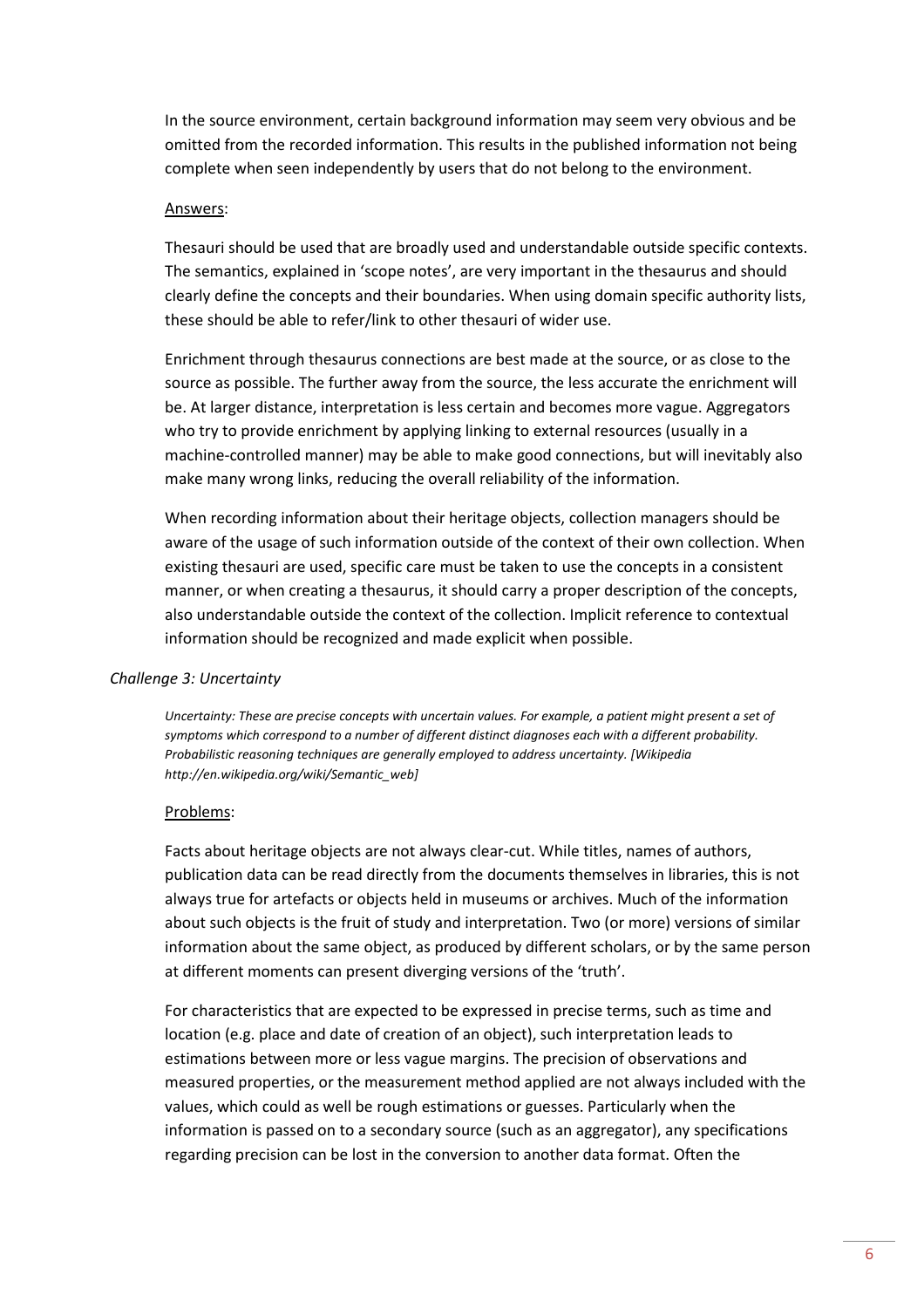In the source environment, certain background information may seem very obvious and be omitted from the recorded information. This results in the published information not being complete when seen independently by users that do not belong to the environment.

Answers:

Thesauri should be used that are broadly used and understandable outside specific contexts. The semantics, explained in 'scope notes', are very important in the thesaurus and should clearly define the concepts and their boundaries. When using domain specific authority lists, these should be able to refer/link to other thesauri of wider use.

Enrichment through thesaurus connections are best made at the source, or as close to the source as possible. The further away from the source, the less accurate the enrichment will be. At larger distance, interpretation is less certain and becomes more vague. Aggregators who try to provide enrichment by applying linking to external resources (usually in a machine-controlled manner) may be able to make good connections, but will inevitably also make many wrong links, reducing the overall reliability of the information.

When recording information about their heritage objects, collection managers should be aware of the usage of such information outside of the context of their own collection. When existing thesauri are used, specific care must be taken to use the concepts in a consistent manner, or when creating a thesaurus, it should carry a proper description of the concepts, also understandable outside the context of the collection. Implicit reference to contextual information should be recognized and made explicit when possible.

*Challenge 3: Uncertainty*

*Uncertainty: These are precise concepts with uncertain values. For example, a patient might present a set of symptoms which correspond to a number of different distinct diagnoses each with a different probability. Probabilistic reasoning techniques are generally employed to address uncertainty. [Wikipedia http://en.wikipedia.org/wiki/Semantic_web]*

Problems:

Facts about heritage objects are not always clear-cut. While titles, names of authors, publication data can be read directly from the documents themselves in libraries, this is not always true for artefacts or objects held in museums or archives. Much of the information about such objects is the fruit of study and interpretation. Two (or more) versions of similar information about the same object, as produced by different scholars, or by the same person at different moments can present diverging versions of the 'truth'.

For characteristics that are expected to be expressed in precise terms, such as time and location (e.g. place and date of creation of an object), such interpretation leads to estimations between more or less vague margins. The precision of observations and measured properties, or the measurement method applied are not always included with the values, which could as well be rough estimations or guesses. Particularly when the information is passed on to a secondary source (such as an aggregator), any specifications regarding precision can be lost in the conversion to another data format. Often the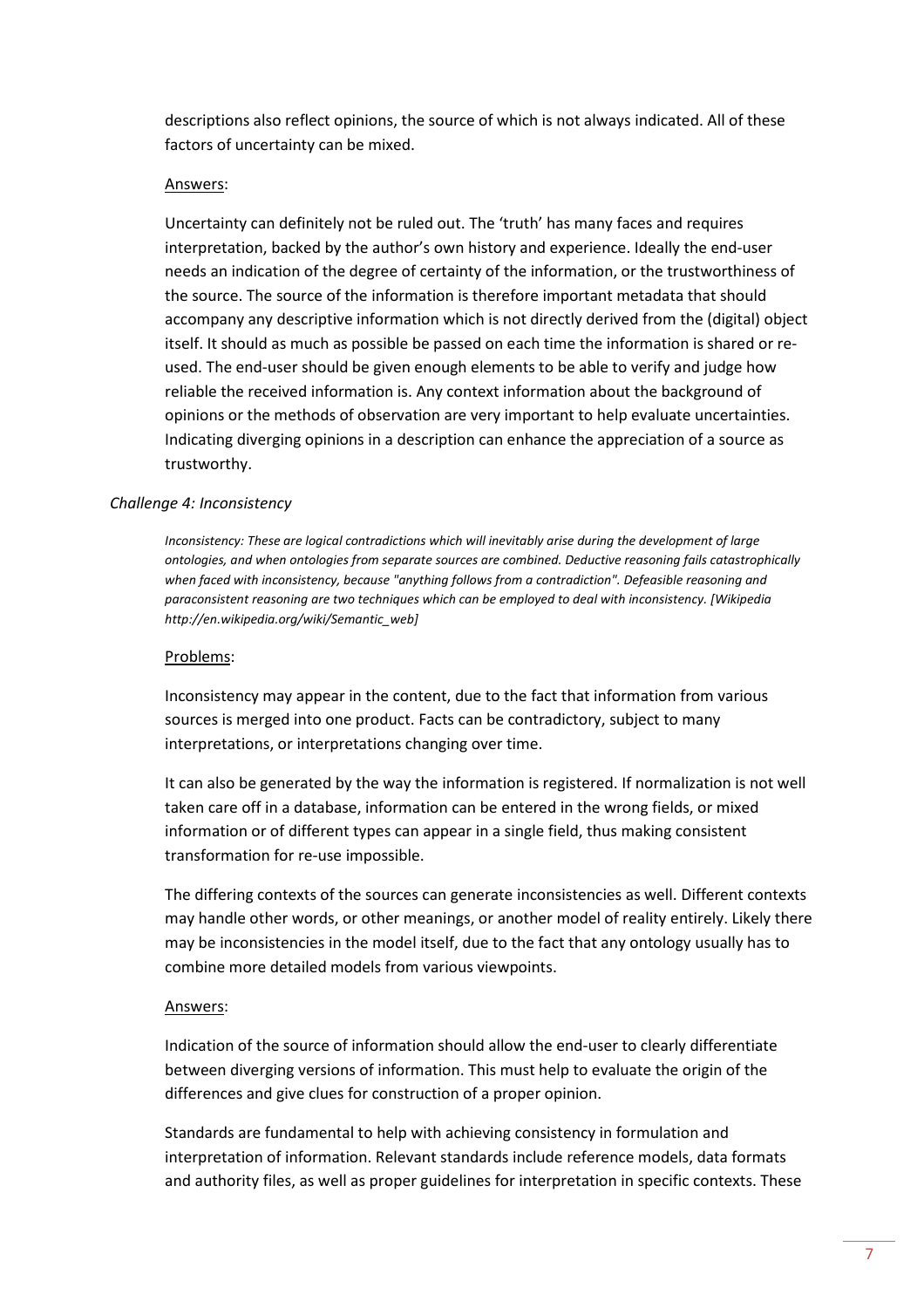descriptions also reflect opinions, the source of which is not always indicated. All of these factors of uncertainty can be mixed.

Answers:

Uncertainty can definitely not be ruled out. The 'truth' has many faces and requires interpretation, backed by the author's own history and experience. Ideally the end-user needs an indication of the degree of certainty of the information, or the trustworthiness of the source. The source of the information is therefore important metadata that should accompany any descriptive information which is not directly derived from the (digital) object itself. It should as much as possible be passed on each time the information is shared or re-used. The end-user should be given enough elements to be able to verify and judge how reliable the received information is. Any context information about the background of opinions or the methods of observation are very important to help evaluate uncertainties. Indicating diverging opinions in a description can enhance the appreciation of a source as trustworthy.

*Challenge 4: Inconsistency*

*Inconsistency: These are logical contradictions which will inevitably arise during the development of large ontologies, and when ontologies from separate sources are combined. Deductive reasoning fails catastrophically when faced with inconsistency, because "anything follows from a contradiction". Defeasible reasoning and paraconsistent reasoning are two techniques which can be employed to deal with inconsistency. [Wikipedia http://en.wikipedia.org/wiki/Semantic_web]*

Problems:

Inconsistency may appear in the content, due to the fact that information from various sources is merged into one product. Facts can be contradictory, subject to many interpretations, or interpretations changing over time.

It can also be generated by the way the information is registered. If normalization is not well taken care off in a database, information can be entered in the wrong fields, or mixed information or of different types can appear in a single field, thus making consistent transformation for re-use impossible.

The differing contexts of the sources can generate inconsistencies as well. Different contexts may handle other words, or other meanings, or another model of reality entirely. Likely there may be inconsistencies in the model itself, due to the fact that any ontology usually has to combine more detailed models from various viewpoints.

Answers:

Indication of the source of information should allow the end-user to clearly differentiate between diverging versions of information. This must help to evaluate the origin of the differences and give clues for construction of a proper opinion.

Standards are fundamental to help with achieving consistency in formulation and interpretation of information. Relevant standards include reference models, data formats and authority files, as well as proper guidelines for interpretation in specific contexts. These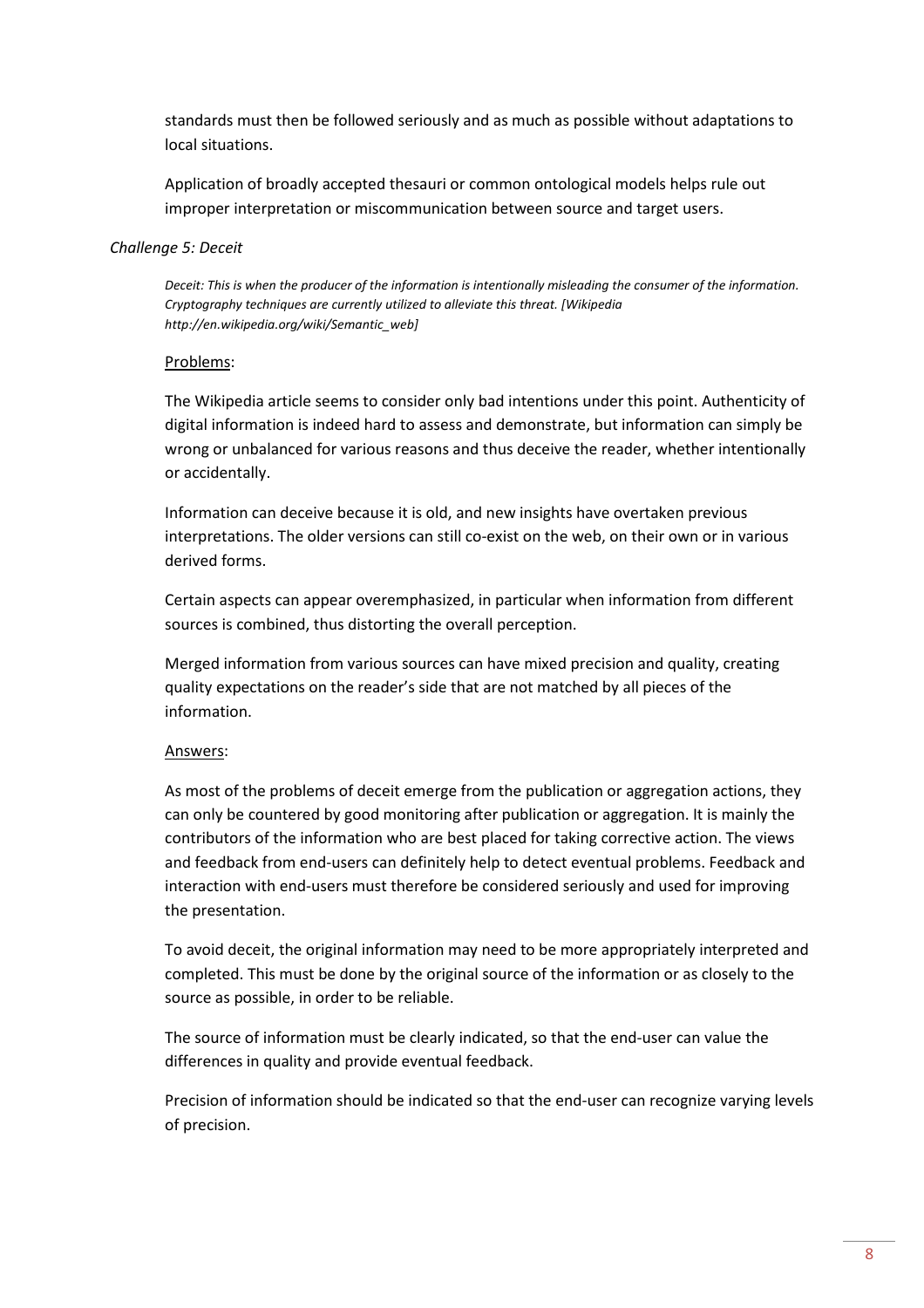standards must then be followed seriously and as much as possible without adaptations to local situations.

Application of broadly accepted thesauri or common ontological models helps rule out improper interpretation or miscommunication between source and target users.

*Challenge 5: Deceit*

*Deceit: This is when the producer of the information is intentionally misleading the consumer of the information. Cryptography techniques are currently utilized to alleviate this threat. [Wikipedia http://en.wikipedia.org/wiki/Semantic_web]*

<u>Problems</u>:

The Wikipedia article seems to consider only bad intentions under this point. Authenticity of digital information is indeed hard to assess and demonstrate, but information can simply be wrong or unbalanced for various reasons and thus deceive the reader, whether intentionally or accidentally.

Information can deceive because it is old, and new insights have overtaken previous interpretations. The older versions can still co-exist on the web, on their own or in various derived forms.

Certain aspects can appear overemphasized, in particular when information from different sources is combined, thus distorting the overall perception.

Merged information from various sources can have mixed precision and quality, creating quality expectations on the reader's side that are not matched by all pieces of the information.

<u>Answers</u>:

As most of the problems of deceit emerge from the publication or aggregation actions, they can only be countered by good monitoring after publication or aggregation. It is mainly the contributors of the information who are best placed for taking corrective action. The views and feedback from end-users can definitely help to detect eventual problems. Feedback and interaction with end-users must therefore be considered seriously and used for improving the presentation.

To avoid deceit, the original information may need to be more appropriately interpreted and completed. This must be done by the original source of the information or as closely to the source as possible, in order to be reliable.

The source of information must be clearly indicated, so that the end-user can value the differences in quality and provide eventual feedback.

Precision of information should be indicated so that the end-user can recognize varying levels of precision.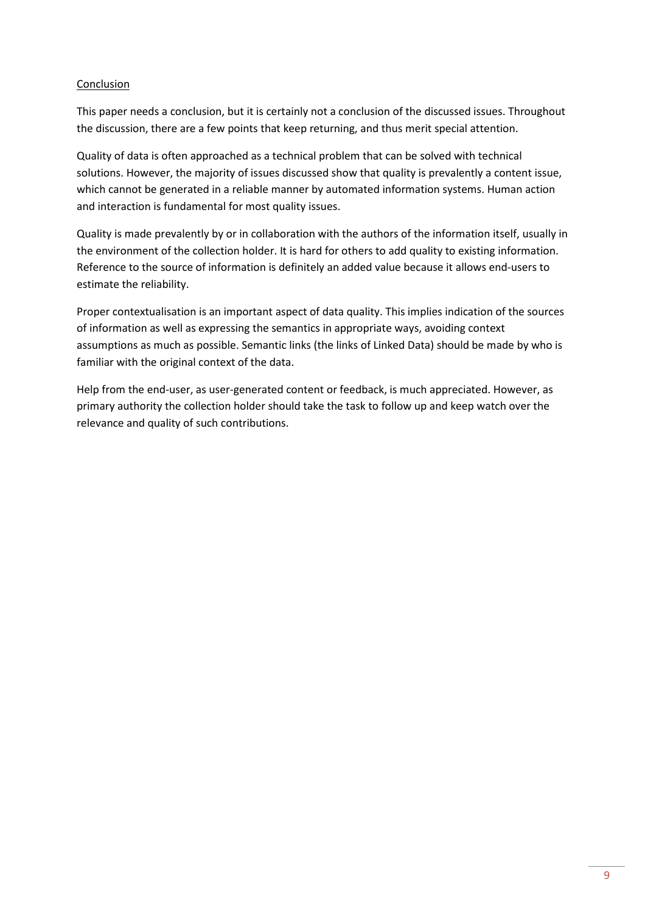## Conclusion

This paper needs a conclusion, but it is certainly not a conclusion of the discussed issues. Throughout the discussion, there are a few points that keep returning, and thus merit special attention.

Quality of data is often approached as a technical problem that can be solved with technical solutions. However, the majority of issues discussed show that quality is prevalently a content issue, which cannot be generated in a reliable manner by automated information systems. Human action and interaction is fundamental for most quality issues.

Quality is made prevalently by or in collaboration with the authors of the information itself, usually in the environment of the collection holder. It is hard for others to add quality to existing information. Reference to the source of information is definitely an added value because it allows end-users to estimate the reliability.

Proper contextualisation is an important aspect of data quality. This implies indication of the sources of information as well as expressing the semantics in appropriate ways, avoiding context assumptions as much as possible. Semantic links (the links of Linked Data) should be made by who is familiar with the original context of the data.

Help from the end-user, as user-generated content or feedback, is much appreciated. However, as primary authority the collection holder should take the task to follow up and keep watch over the relevance and quality of such contributions.